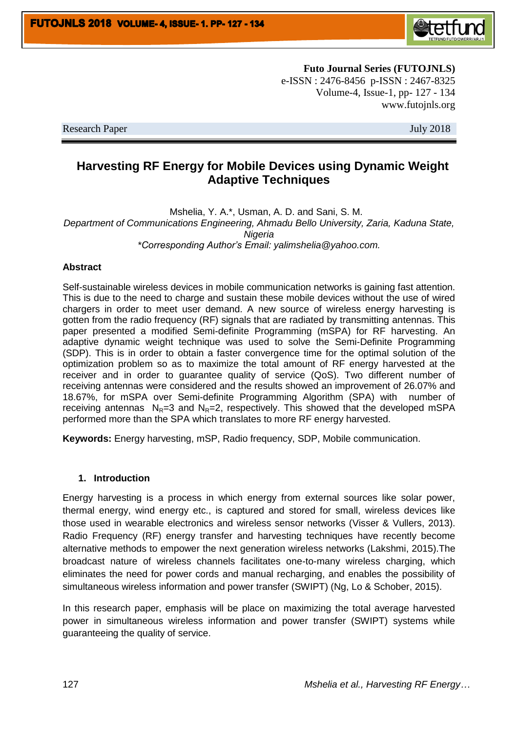**Futo Journal Series (FUTOJNLS)**
e-ISSN : 2476-8456 p-ISSN : 2467-8325
Volume-4, Issue-1, pp- 127 - 134
www.futojnls.org

Research Paper July 2018

# Harvesting RF Energy for Mobile Devices using Dynamic Weight Adaptive Techniques

Mshelia, Y. A.*, Usman, A. D. and Sani, S. M.

*Department of Communications Engineering, Ahmadu Bello University, Zaria, Kaduna State, Nigeria*

*\*Corresponding Author's Email: yalimshelia@yahoo.com.*

## Abstract

Self-sustainable wireless devices in mobile communication networks is gaining fast attention. This is due to the need to charge and sustain these mobile devices without the use of wired chargers in order to meet user demand. A new source of wireless energy harvesting is gotten from the radio frequency (RF) signals that are radiated by transmitting antennas. This paper presented a modified Semi-definite Programming (mSPA) for RF harvesting. An adaptive dynamic weight technique was used to solve the Semi-Definite Programming (SDP). This is in order to obtain a faster convergence time for the optimal solution of the optimization problem so as to maximize the total amount of RF energy harvested at the receiver and in order to guarantee quality of service (QoS). Two different number of receiving antennas were considered and the results showed an improvement of 26.07% and 18.67%, for mSPA over Semi-definite Programming Algorithm (SPA) with number of receiving antennas $N_R$=3 and $N_R$=2, respectively. This showed that the developed mSPA performed more than the SPA which translates to more RF energy harvested.

**Keywords:** Energy harvesting, mSP, Radio frequency, SDP, Mobile communication.

## 1. Introduction

Energy harvesting is a process in which energy from external sources like solar power, thermal energy, wind energy etc., is captured and stored for small, wireless devices like those used in wearable electronics and wireless sensor networks (Visser & Vullers, 2013). Radio Frequency (RF) energy transfer and harvesting techniques have recently become alternative methods to empower the next generation wireless networks (Lakshmi, 2015).The broadcast nature of wireless channels facilitates one-to-many wireless charging, which eliminates the need for power cords and manual recharging, and enables the possibility of simultaneous wireless information and power transfer (SWIPT) (Ng, Lo & Schober, 2015).

In this research paper, emphasis will be place on maximizing the total average harvested power in simultaneous wireless information and power transfer (SWIPT) systems while guaranteeing the quality of service.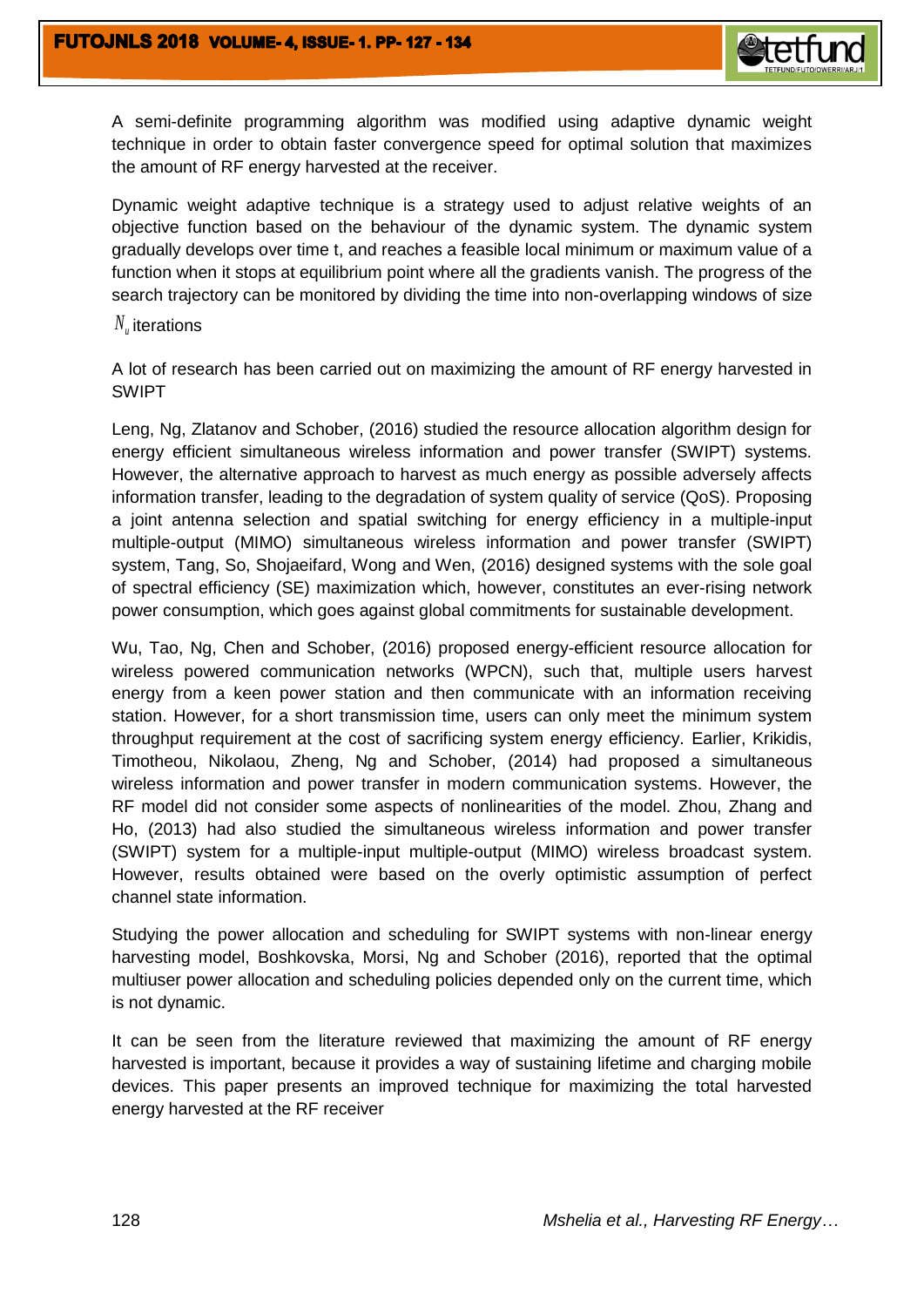A semi-definite programming algorithm was modified using adaptive dynamic weight technique in order to obtain faster convergence speed for optimal solution that maximizes the amount of RF energy harvested at the receiver.

Dynamic weight adaptive technique is a strategy used to adjust relative weights of an objective function based on the behaviour of the dynamic system. The dynamic system gradually develops over time t, and reaches a feasible local minimum or maximum value of a function when it stops at equilibrium point where all the gradients vanish. The progress of the search trajectory can be monitored by dividing the time into non-overlapping windows of size $N_u$ iterations

A lot of research has been carried out on maximizing the amount of RF energy harvested in SWIPT

Leng, Ng, Zlatanov and Schober, (2016) studied the resource allocation algorithm design for energy efficient simultaneous wireless information and power transfer (SWIPT) systems. However, the alternative approach to harvest as much energy as possible adversely affects information transfer, leading to the degradation of system quality of service (QoS). Proposing a joint antenna selection and spatial switching for energy efficiency in a multiple-input multiple-output (MIMO) simultaneous wireless information and power transfer (SWIPT) system, Tang, So, Shojaeifard, Wong and Wen, (2016) designed systems with the sole goal of spectral efficiency (SE) maximization which, however, constitutes an ever-rising network power consumption, which goes against global commitments for sustainable development.

Wu, Tao, Ng, Chen and Schober, (2016) proposed energy-efficient resource allocation for wireless powered communication networks (WPCN), such that, multiple users harvest energy from a keen power station and then communicate with an information receiving station. However, for a short transmission time, users can only meet the minimum system throughput requirement at the cost of sacrificing system energy efficiency. Earlier, Krikidis, Timotheou, Nikolaou, Zheng, Ng and Schober, (2014) had proposed a simultaneous wireless information and power transfer in modern communication systems. However, the RF model did not consider some aspects of nonlinearities of the model. Zhou, Zhang and Ho, (2013) had also studied the simultaneous wireless information and power transfer (SWIPT) system for a multiple-input multiple-output (MIMO) wireless broadcast system. However, results obtained were based on the overly optimistic assumption of perfect channel state information.

Studying the power allocation and scheduling for SWIPT systems with non-linear energy harvesting model, Boshkovska, Morsi, Ng and Schober (2016), reported that the optimal multiuser power allocation and scheduling policies depended only on the current time, which is not dynamic.

It can be seen from the literature reviewed that maximizing the amount of RF energy harvested is important, because it provides a way of sustaining lifetime and charging mobile devices. This paper presents an improved technique for maximizing the total harvested energy harvested at the RF receiver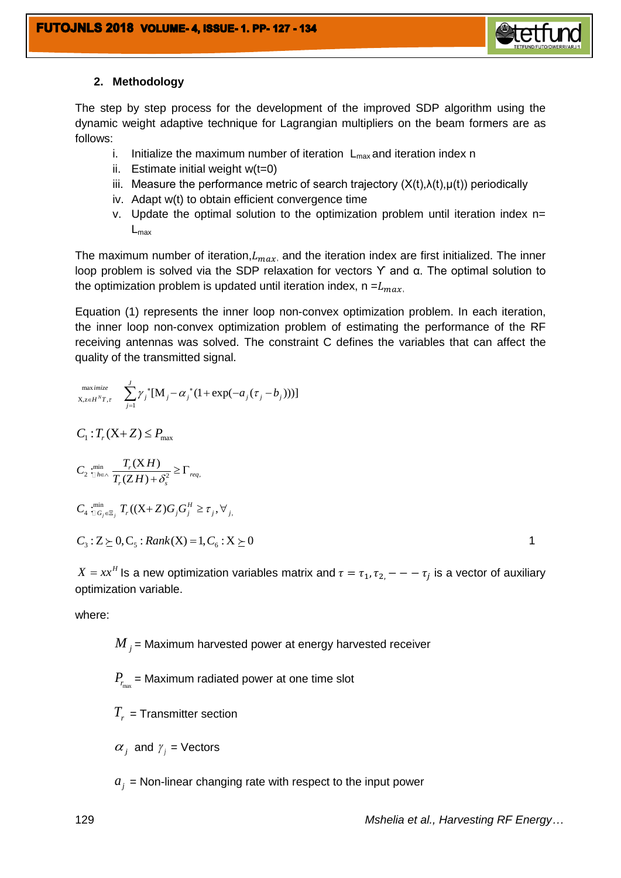## 2. Methodology

The step by step process for the development of the improved SDP algorithm using the dynamic weight adaptive technique for Lagrangian multipliers on the beam formers are as follows:

i. Initialize the maximum number of iteration $L_{max}$ and iteration index n
ii. Estimate initial weight w(t=0)
iii. Measure the performance metric of search trajectory (X(t),λ(t),μ(t)) periodically
iv. Adapt w(t) to obtain efficient convergence time
v. Update the optimal solution to the optimization problem until iteration index n= $L_{max}$

The maximum number of iteration, $L_{max}$, and the iteration index are first initialized. The inner loop problem is solved via the SDP relaxation for vectors Y and α. The optimal solution to the optimization problem is updated until iteration index, n $=L_{max}$,

Equation (1) represents the inner loop non-convex optimization problem. In each iteration, the inner loop non-convex optimization problem of estimating the performance of the RF receiving antennas was solved. The constraint C defines the variables that can affect the quality of the transmitted signal.

$$\underset{X, z \in H^N T, \tau}{\text{maximize}} \quad \sum_{j=1}^{J} \gamma_j^{*}[M_j - \alpha_j^{*}(1+\exp(-a_j(\tau_j - b_j)))]$$

$$C_1 : T_r(X+Z) \leq P_{\max}$$

$$C_2 : \min_{h \in \wedge} \frac{T_r(XH)}{T_r(ZH)+\delta_s^2} \geq \Gamma_{req,}$$

$$C_4 : \min_{G_j \in \Xi_j} T_r((X+Z)G_j G_j^H \geq \tau_j, \forall_j,$$

$$C_3 : Z \succeq 0, C_5 : Rank(X)=1, C_6 : X \succeq 0 \qquad 1$$

$X = xx^H$ Is a new optimization variables matrix and $\tau = \tau_1, \tau_{2,} - - - \tau_j$ is a vector of auxiliary optimization variable.

where:

$M_j$ = Maximum harvested power at energy harvested receiver

$P_{r_{\max}}$ = Maximum radiated power at one time slot

$T_r$ = Transmitter section

$\alpha_j$ and $\gamma_j$ = Vectors

$a_j$ = Non-linear changing rate with respect to the input power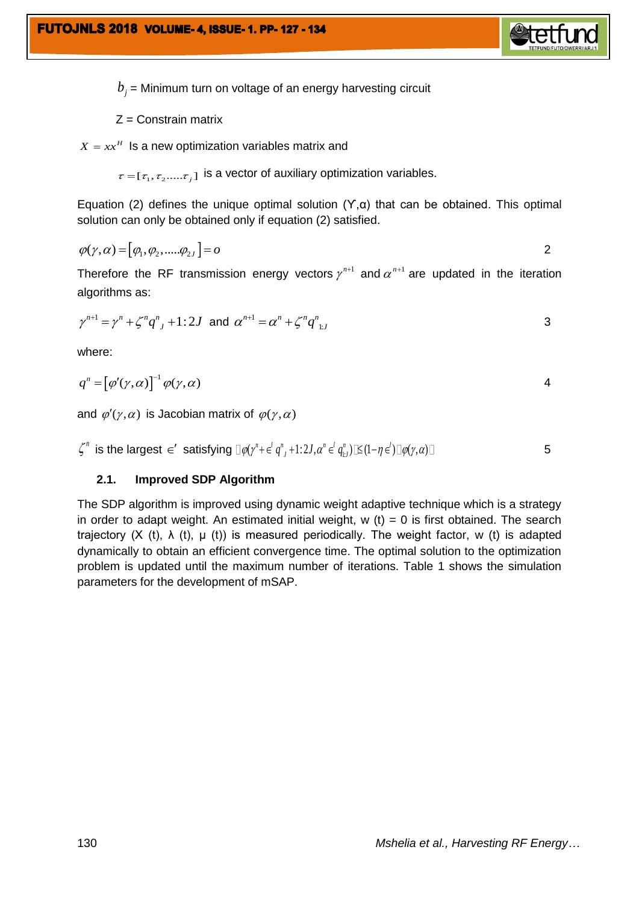$b_j$ = Minimum turn on voltage of an energy harvesting circuit

Z = Constrain matrix

$X = xx^H$ Is a new optimization variables matrix and

$\tau = [\tau_1, \tau_2 .....\tau_j]$ is a vector of auxiliary optimization variables.

Equation (2) defines the unique optimal solution (Υ,α) that can be obtained. This optimal solution can only be obtained only if equation (2) satisfied.

$$\varphi(\gamma,\alpha) = [\varphi_1, \varphi_2, .....\varphi_{2J}] = o \qquad 2$$

Therefore the RF transmission energy vectors $\gamma^{n+1}$ and $\alpha^{n+1}$ are updated in the iteration algorithms as:

$$\gamma^{n+1} = \gamma^n + \zeta^n q^n{}_J + 1:2J \text{ and } \alpha^{n+1} = \alpha^n + \zeta^n q^n{}_{1:J} \qquad 3$$

where:

$$q^n = [\varphi'(\gamma,\alpha)]^{-1} \varphi(\gamma,\alpha) \qquad 4$$

and $\varphi'(\gamma,\alpha)$ is Jacobian matrix of $\varphi(\gamma,\alpha)$

$$\zeta^n \text{ is the largest } \in' \text{ satisfying } \|\varphi(\gamma^n + \in^l q^n{}_J + 1:2J, \alpha^n \in^l q^n_{1:J})\| \le (1 - \eta \in^l)\|\varphi(\gamma,\alpha)\| \qquad 5$$

### 2.1. Improved SDP Algorithm

The SDP algorithm is improved using dynamic weight adaptive technique which is a strategy in order to adapt weight. An estimated initial weight, w (t) = 0 is first obtained. The search trajectory (X (t), λ (t), μ (t)) is measured periodically. The weight factor, w (t) is adapted dynamically to obtain an efficient convergence time. The optimal solution to the optimization problem is updated until the maximum number of iterations. Table 1 shows the simulation parameters for the development of mSAP.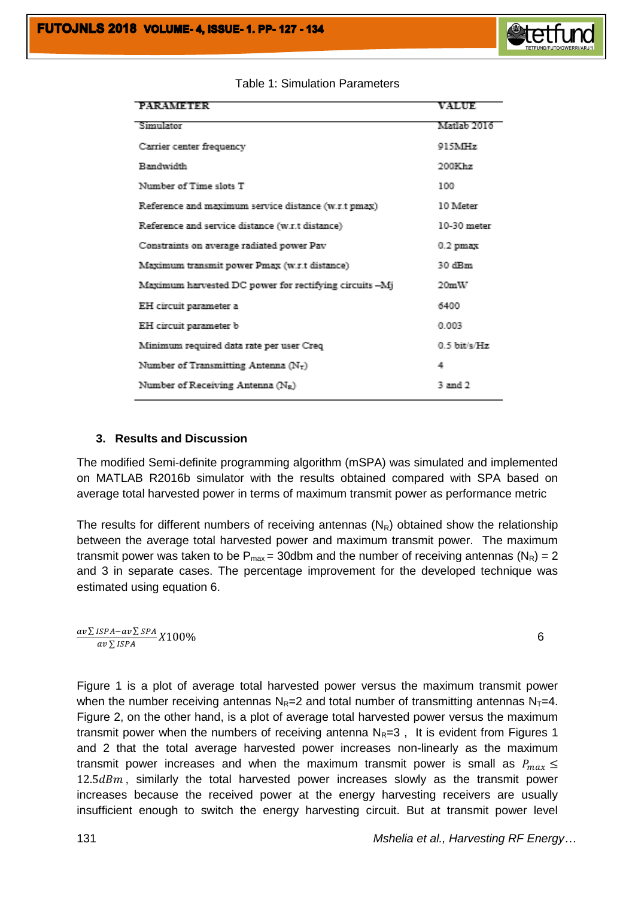Table 1: Simulation Parameters

| PARAMETER | VALUE |
|---|---|
| Simulator | Matlab 2016 |
| Carrier center frequency | 915MHz |
| Bandwidth | 200Khz |
| Number of Time slots T | 100 |
| Reference and maximum service distance (w.r.t pmax) | 10 Meter |
| Reference and service distance (w.r.t distance) | 10-30 meter |
| Constraints on average radiated power Pav | 0.2 pmax |
| Maximum transmit power Pmax (w.r.t distance) | 30 dBm |
| Maximum harvested DC power for rectifying circuits –Mj | 20mW |
| EH circuit parameter a | 6400 |
| EH circuit parameter b | 0.003 |
| Minimum required data rate per user Creq | 0.5 bit/s/Hz |
| Number of Transmitting Antenna ($N_T$) | 4 |
| Number of Receiving Antenna ($N_R$) | 3 and 2 |

### 3. Results and Discussion

The modified Semi-definite programming algorithm (mSPA) was simulated and implemented on MATLAB R2016b simulator with the results obtained compared with SPA based on average total harvested power in terms of maximum transmit power as performance metric

The results for different numbers of receiving antennas ($N_R$) obtained show the relationship between the average total harvested power and maximum transmit power. The maximum transmit power was taken to be $P_{max}$ = 30dbm and the number of receiving antennas ($N_R$) = 2 and 3 in separate cases. The percentage improvement for the developed technique was estimated using equation 6.

$$\frac{av\sum ISPA - av\sum SPA}{av\sum ISPA} X100\% \qquad (6)$$

Figure 1 is a plot of average total harvested power versus the maximum transmit power when the number receiving antennas $N_R$=2 and total number of transmitting antennas $N_T$=4. Figure 2, on the other hand, is a plot of average total harvested power versus the maximum transmit power when the numbers of receiving antenna $N_R$=3 , It is evident from Figures 1 and 2 that the total average harvested power increases non-linearly as the maximum transmit power increases and when the maximum transmit power is small as $P_{max} \leq 12.5dBm$, similarly the total harvested power increases slowly as the transmit power increases because the received power at the energy harvesting receivers are usually insufficient enough to switch the energy harvesting circuit. But at transmit power level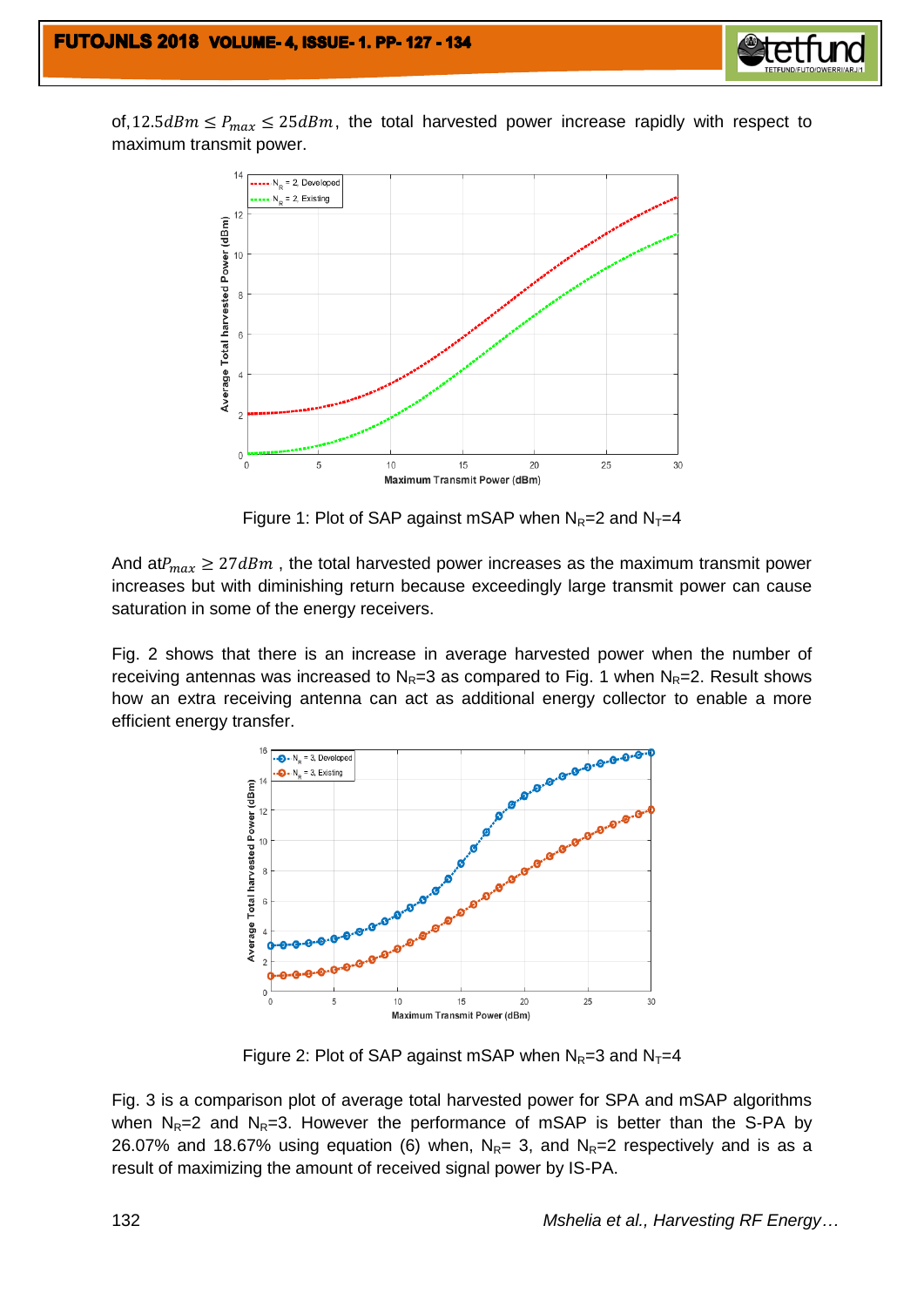of, $12.5dBm \leq P_{max} \leq 25dBm$, the total harvested power increase rapidly with respect to maximum transmit power.

Figure 1: Plot of SAP against mSAP when $N_R$=2 and $N_T$=4

And at $P_{max} \geq 27dBm$ , the total harvested power increases as the maximum transmit power increases but with diminishing return because exceedingly large transmit power can cause saturation in some of the energy receivers.

Fig. 2 shows that there is an increase in average harvested power when the number of receiving antennas was increased to $N_R$=3 as compared to Fig. 1 when $N_R$=2. Result shows how an extra receiving antenna can act as additional energy collector to enable a more efficient energy transfer.

Figure 2: Plot of SAP against mSAP when $N_R$=3 and $N_T$=4

Fig. 3 is a comparison plot of average total harvested power for SPA and mSAP algorithms when $N_R$=2 and $N_R$=3. However the performance of mSAP is better than the S-PA by 26.07% and 18.67% using equation (6) when, $N_R$= 3, and $N_R$=2 respectively and is as a result of maximizing the amount of received signal power by IS-PA.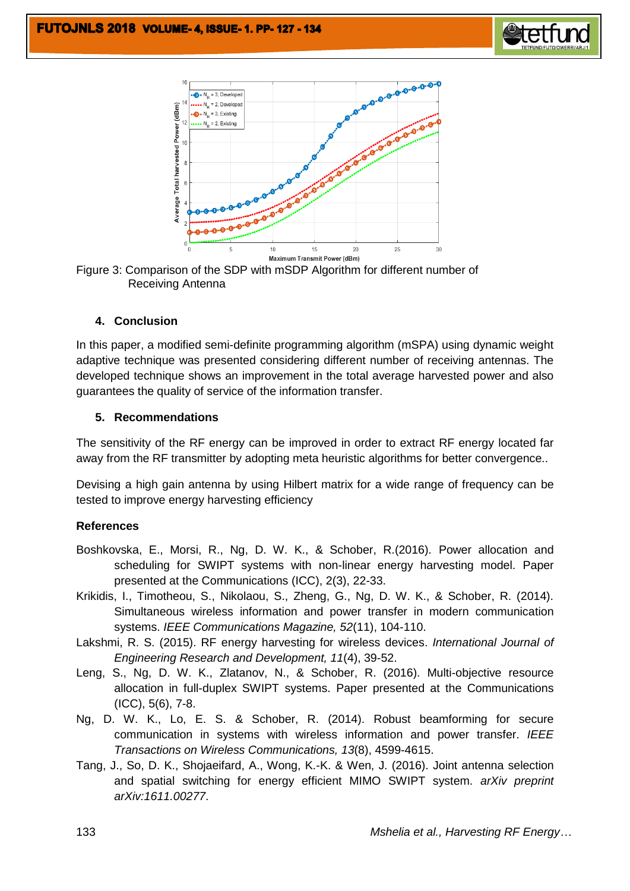Figure 3: Comparison of the SDP with mSDP Algorithm for different number of Receiving Antenna

## 4. Conclusion

In this paper, a modified semi-definite programming algorithm (mSPA) using dynamic weight adaptive technique was presented considering different number of receiving antennas. The developed technique shows an improvement in the total average harvested power and also guarantees the quality of service of the information transfer.

## 5. Recommendations

The sensitivity of the RF energy can be improved in order to extract RF energy located far away from the RF transmitter by adopting meta heuristic algorithms for better convergence..

Devising a high gain antenna by using Hilbert matrix for a wide range of frequency can be tested to improve energy harvesting efficiency

## References

Boshkovska, E., Morsi, R., Ng, D. W. K., & Schober, R.(2016). Power allocation and scheduling for SWIPT systems with non-linear energy harvesting model. Paper presented at the Communications (ICC), 2(3), 22-33.

Krikidis, I., Timotheou, S., Nikolaou, S., Zheng, G., Ng, D. W. K., & Schober, R. (2014). Simultaneous wireless information and power transfer in modern communication systems. *IEEE Communications Magazine, 52*(11), 104-110.

Lakshmi, R. S. (2015). RF energy harvesting for wireless devices. *International Journal of Engineering Research and Development, 11*(4), 39-52.

Leng, S., Ng, D. W. K., Zlatanov, N., & Schober, R. (2016). Multi-objective resource allocation in full-duplex SWIPT systems. Paper presented at the Communications (ICC), 5(6), 7-8.

Ng, D. W. K., Lo, E. S. & Schober, R. (2014). Robust beamforming for secure communication in systems with wireless information and power transfer. *IEEE Transactions on Wireless Communications, 13*(8), 4599-4615.

Tang, J., So, D. K., Shojaeifard, A., Wong, K.-K. & Wen, J. (2016). Joint antenna selection and spatial switching for energy efficient MIMO SWIPT system. *arXiv preprint arXiv:1611.00277*.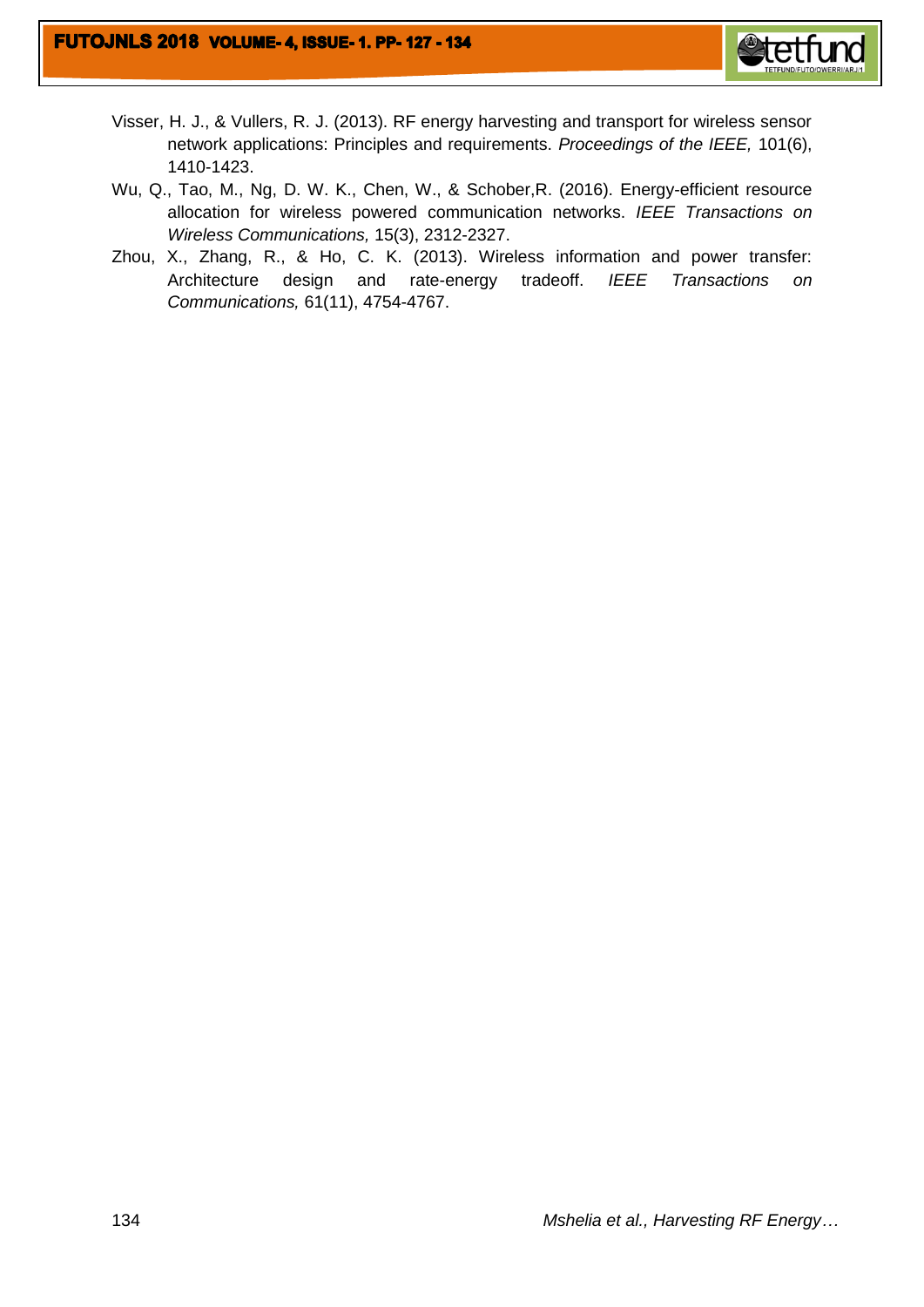Visser, H. J., & Vullers, R. J. (2013). RF energy harvesting and transport for wireless sensor network applications: Principles and requirements. *Proceedings of the IEEE,* 101(6), 1410-1423.

Wu, Q., Tao, M., Ng, D. W. K., Chen, W., & Schober,R. (2016). Energy-efficient resource allocation for wireless powered communication networks. *IEEE Transactions on Wireless Communications,* 15(3), 2312-2327.

Zhou, X., Zhang, R., & Ho, C. K. (2013). Wireless information and power transfer: Architecture design and rate-energy tradeoff. *IEEE Transactions on Communications,* 61(11), 4754-4767.